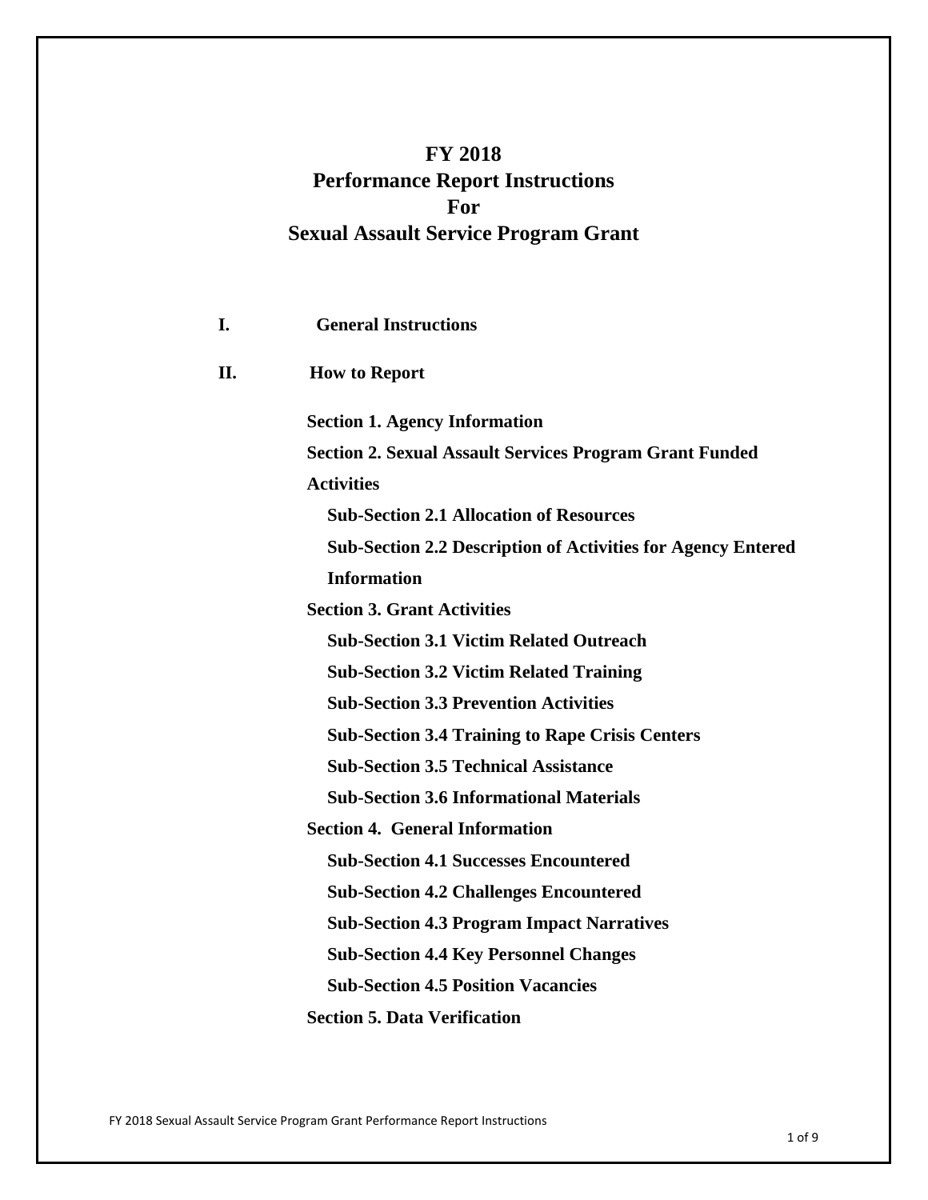# FY 2018
# Performance Report Instructions
# For
# Sexual Assault Service Program Grant

**I. General Instructions**

**II. How to Report**

**Section 1. Agency Information**

**Section 2. Sexual Assault Services Program Grant Funded Activities**

- **Sub-Section 2.1 Allocation of Resources**
- **Sub-Section 2.2 Description of Activities for Agency Entered Information**

**Section 3. Grant Activities**

- **Sub-Section 3.1 Victim Related Outreach**
- **Sub-Section 3.2 Victim Related Training**
- **Sub-Section 3.3 Prevention Activities**
- **Sub-Section 3.4 Training to Rape Crisis Centers**
- **Sub-Section 3.5 Technical Assistance**
- **Sub-Section 3.6 Informational Materials**

**Section 4. General Information**

- **Sub-Section 4.1 Successes Encountered**
- **Sub-Section 4.2 Challenges Encountered**
- **Sub-Section 4.3 Program Impact Narratives**
- **Sub-Section 4.4 Key Personnel Changes**
- **Sub-Section 4.5 Position Vacancies**

**Section 5. Data Verification**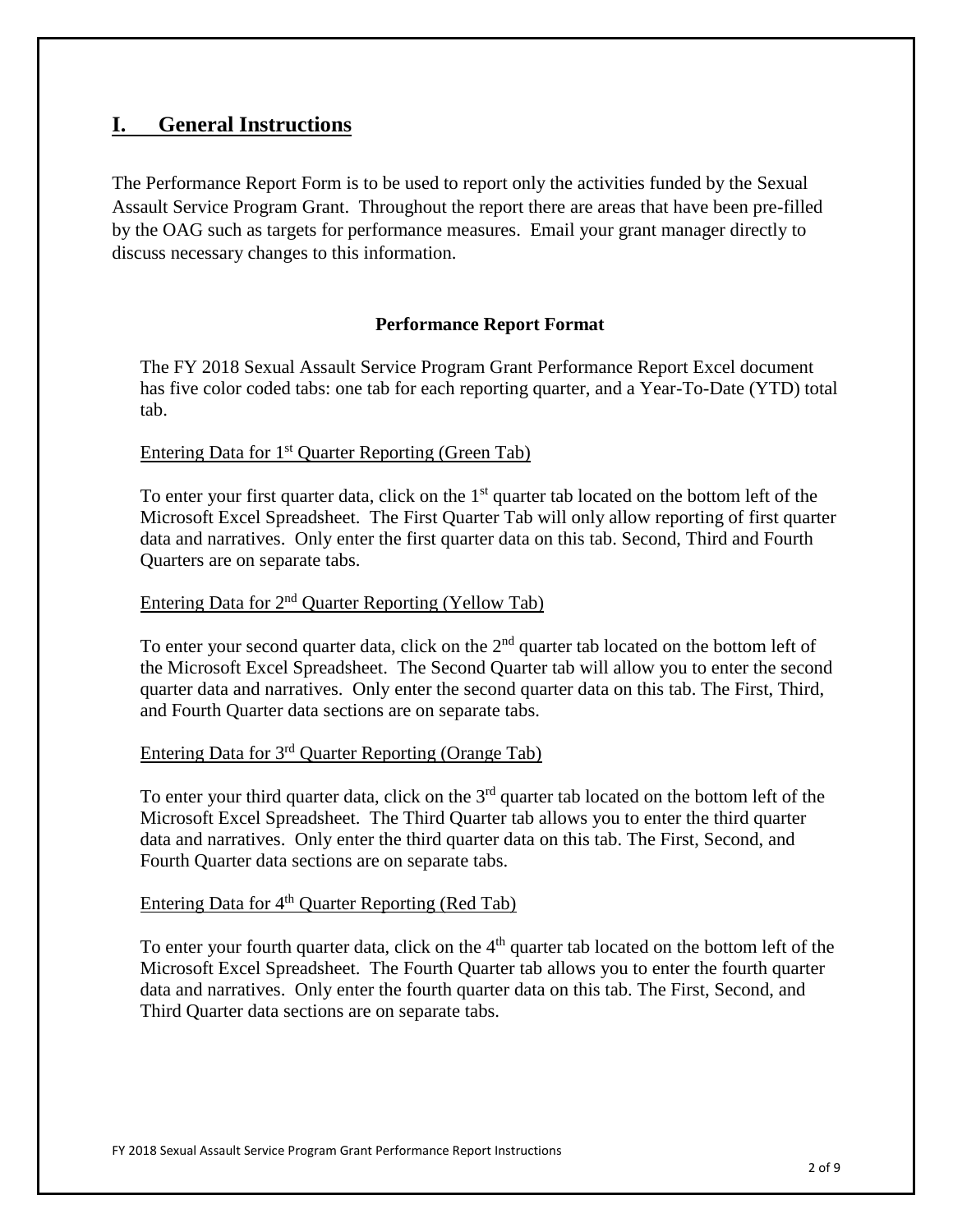## I. General Instructions

The Performance Report Form is to be used to report only the activities funded by the Sexual Assault Service Program Grant. Throughout the report there are areas that have been pre-filled by the OAG such as targets for performance measures. Email your grant manager directly to discuss necessary changes to this information.

### Performance Report Format

The FY 2018 Sexual Assault Service Program Grant Performance Report Excel document has five color coded tabs: one tab for each reporting quarter, and a Year-To-Date (YTD) total tab.

Entering Data for 1st Quarter Reporting (Green Tab)

To enter your first quarter data, click on the 1st quarter tab located on the bottom left of the Microsoft Excel Spreadsheet. The First Quarter Tab will only allow reporting of first quarter data and narratives. Only enter the first quarter data on this tab. Second, Third and Fourth Quarters are on separate tabs.

Entering Data for 2nd Quarter Reporting (Yellow Tab)

To enter your second quarter data, click on the 2nd quarter tab located on the bottom left of the Microsoft Excel Spreadsheet. The Second Quarter tab will allow you to enter the second quarter data and narratives. Only enter the second quarter data on this tab. The First, Third, and Fourth Quarter data sections are on separate tabs.

Entering Data for 3rd Quarter Reporting (Orange Tab)

To enter your third quarter data, click on the 3rd quarter tab located on the bottom left of the Microsoft Excel Spreadsheet. The Third Quarter tab allows you to enter the third quarter data and narratives. Only enter the third quarter data on this tab. The First, Second, and Fourth Quarter data sections are on separate tabs.

Entering Data for 4th Quarter Reporting (Red Tab)

To enter your fourth quarter data, click on the 4th quarter tab located on the bottom left of the Microsoft Excel Spreadsheet. The Fourth Quarter tab allows you to enter the fourth quarter data and narratives. Only enter the fourth quarter data on this tab. The First, Second, and Third Quarter data sections are on separate tabs.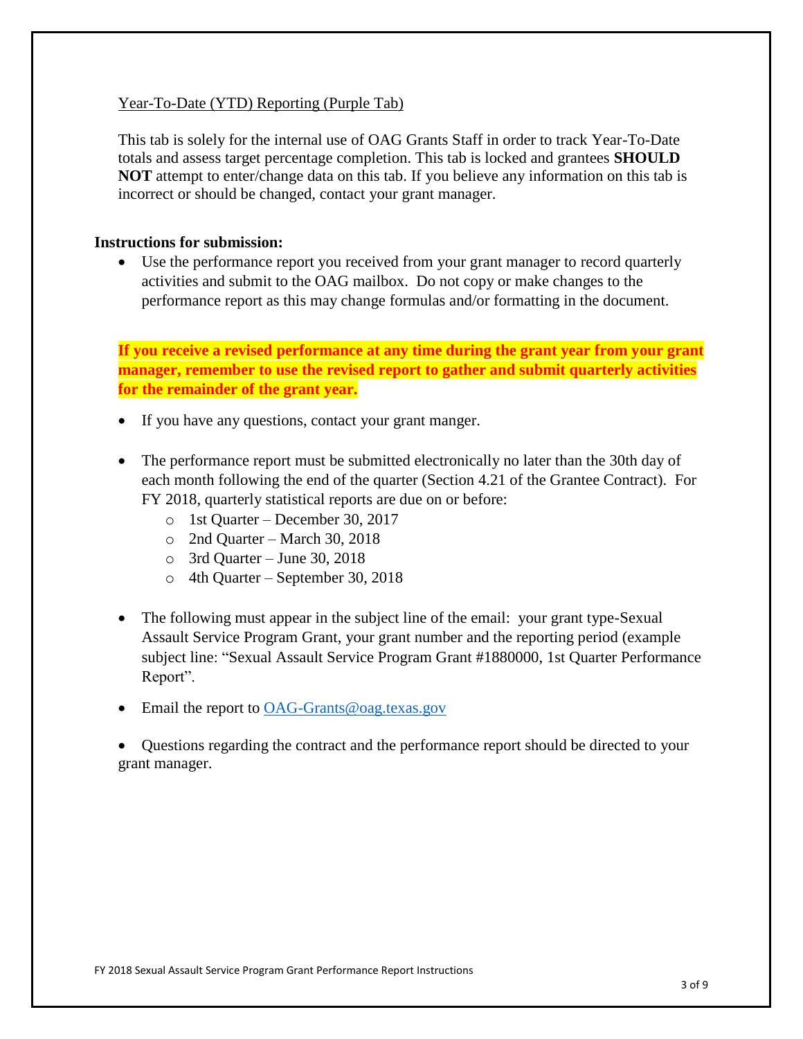Year-To-Date (YTD) Reporting (Purple Tab)

This tab is solely for the internal use of OAG Grants Staff in order to track Year-To-Date totals and assess target percentage completion. This tab is locked and grantees **SHOULD NOT** attempt to enter/change data on this tab. If you believe any information on this tab is incorrect or should be changed, contact your grant manager.

**Instructions for submission:**

- Use the performance report you received from your grant manager to record quarterly activities and submit to the OAG mailbox. Do not copy or make changes to the performance report as this may change formulas and/or formatting in the document.

**If you receive a revised performance at any time during the grant year from your grant manager, remember to use the revised report to gather and submit quarterly activities for the remainder of the grant year.**

- If you have any questions, contact your grant manger.
- The performance report must be submitted electronically no later than the 30th day of each month following the end of the quarter (Section 4.21 of the Grantee Contract). For FY 2018, quarterly statistical reports are due on or before:
  - 1st Quarter – December 30, 2017
  - 2nd Quarter – March 30, 2018
  - 3rd Quarter – June 30, 2018
  - 4th Quarter – September 30, 2018
- The following must appear in the subject line of the email: your grant type-Sexual Assault Service Program Grant, your grant number and the reporting period (example subject line: "Sexual Assault Service Program Grant #1880000, 1st Quarter Performance Report".
- Email the report to OAG-Grants@oag.texas.gov
- Questions regarding the contract and the performance report should be directed to your grant manager.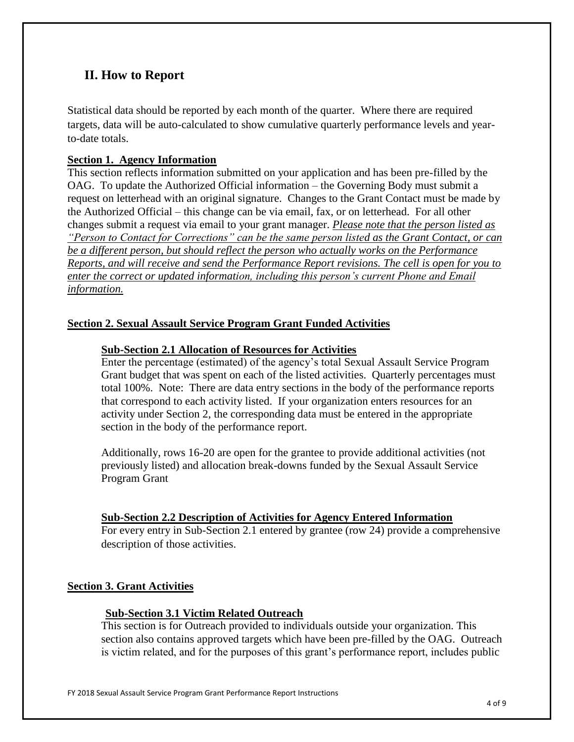## II. How to Report

Statistical data should be reported by each month of the quarter. Where there are required targets, data will be auto-calculated to show cumulative quarterly performance levels and year-to-date totals.

**Section 1. Agency Information**

This section reflects information submitted on your application and has been pre-filled by the OAG. To update the Authorized Official information – the Governing Body must submit a request on letterhead with an original signature. Changes to the Grant Contact must be made by the Authorized Official – this change can be via email, fax, or on letterhead. For all other changes submit a request via email to your grant manager. *Please note that the person listed as "Person to Contact for Corrections" can be the same person listed as the Grant Contact, or can be a different person, but should reflect the person who actually works on the Performance Reports, and will receive and send the Performance Report revisions. The cell is open for you to enter the correct or updated information, including this person's current Phone and Email information.*

**Section 2. Sexual Assault Service Program Grant Funded Activities**

**Sub-Section 2.1 Allocation of Resources for Activities**

Enter the percentage (estimated) of the agency's total Sexual Assault Service Program Grant budget that was spent on each of the listed activities. Quarterly percentages must total 100%. Note: There are data entry sections in the body of the performance reports that correspond to each activity listed. If your organization enters resources for an activity under Section 2, the corresponding data must be entered in the appropriate section in the body of the performance report.

Additionally, rows 16-20 are open for the grantee to provide additional activities (not previously listed) and allocation break-downs funded by the Sexual Assault Service Program Grant

**Sub-Section 2.2 Description of Activities for Agency Entered Information**

For every entry in Sub-Section 2.1 entered by grantee (row 24) provide a comprehensive description of those activities.

**Section 3. Grant Activities**

**Sub-Section 3.1 Victim Related Outreach**

This section is for Outreach provided to individuals outside your organization. This section also contains approved targets which have been pre-filled by the OAG. Outreach is victim related, and for the purposes of this grant's performance report, includes public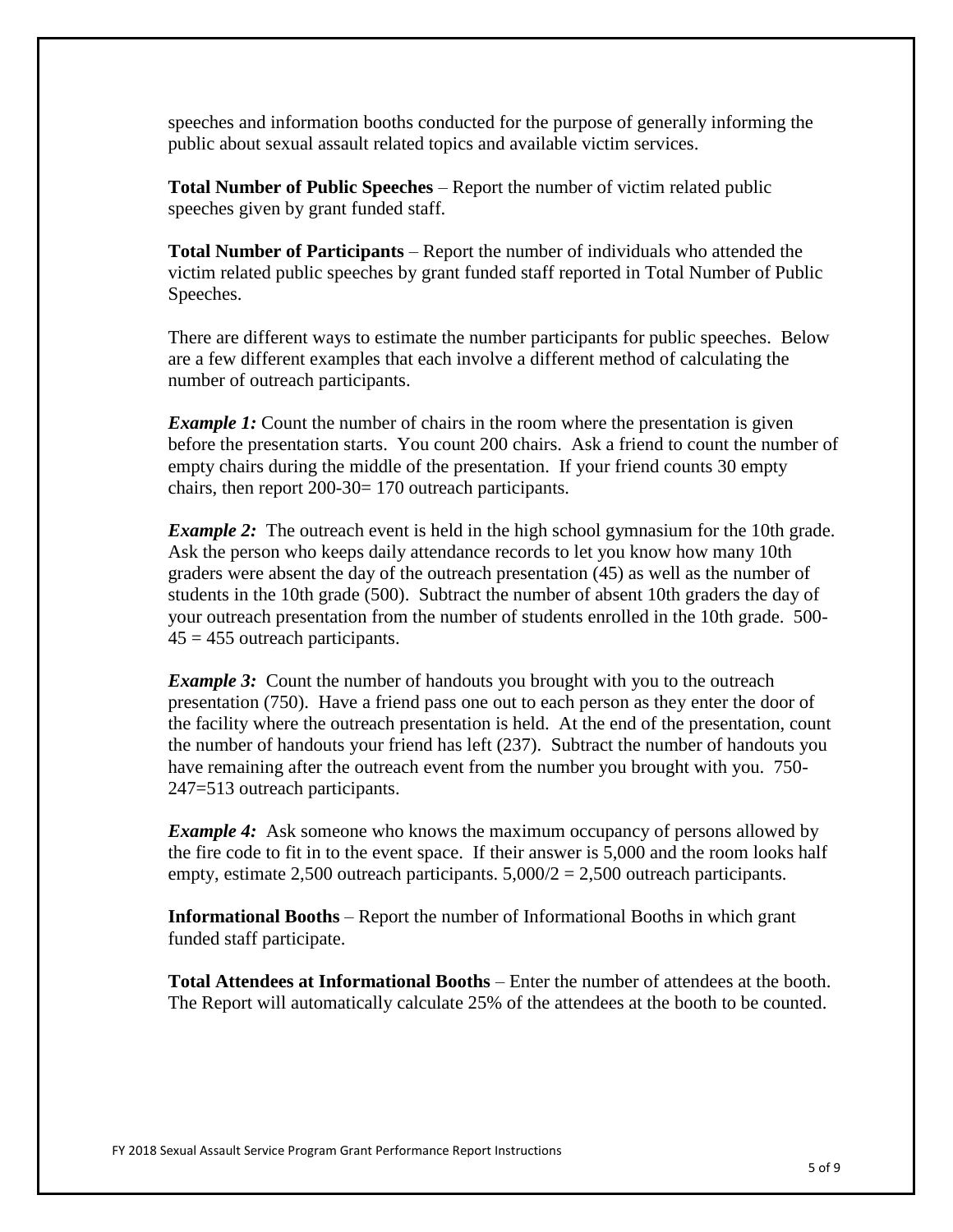speeches and information booths conducted for the purpose of generally informing the public about sexual assault related topics and available victim services.

**Total Number of Public Speeches** – Report the number of victim related public speeches given by grant funded staff.

**Total Number of Participants** – Report the number of individuals who attended the victim related public speeches by grant funded staff reported in Total Number of Public Speeches.

There are different ways to estimate the number participants for public speeches. Below are a few different examples that each involve a different method of calculating the number of outreach participants.

***Example 1:*** Count the number of chairs in the room where the presentation is given before the presentation starts. You count 200 chairs. Ask a friend to count the number of empty chairs during the middle of the presentation. If your friend counts 30 empty chairs, then report 200-30= 170 outreach participants.

***Example 2:*** The outreach event is held in the high school gymnasium for the 10th grade. Ask the person who keeps daily attendance records to let you know how many 10th graders were absent the day of the outreach presentation (45) as well as the number of students in the 10th grade (500). Subtract the number of absent 10th graders the day of your outreach presentation from the number of students enrolled in the 10th grade. 500-45 = 455 outreach participants.

***Example 3:*** Count the number of handouts you brought with you to the outreach presentation (750). Have a friend pass one out to each person as they enter the door of the facility where the outreach presentation is held. At the end of the presentation, count the number of handouts your friend has left (237). Subtract the number of handouts you have remaining after the outreach event from the number you brought with you. 750-247=513 outreach participants.

***Example 4:*** Ask someone who knows the maximum occupancy of persons allowed by the fire code to fit in to the event space. If their answer is 5,000 and the room looks half empty, estimate 2,500 outreach participants. 5,000/2 = 2,500 outreach participants.

**Informational Booths** – Report the number of Informational Booths in which grant funded staff participate.

**Total Attendees at Informational Booths** – Enter the number of attendees at the booth. The Report will automatically calculate 25% of the attendees at the booth to be counted.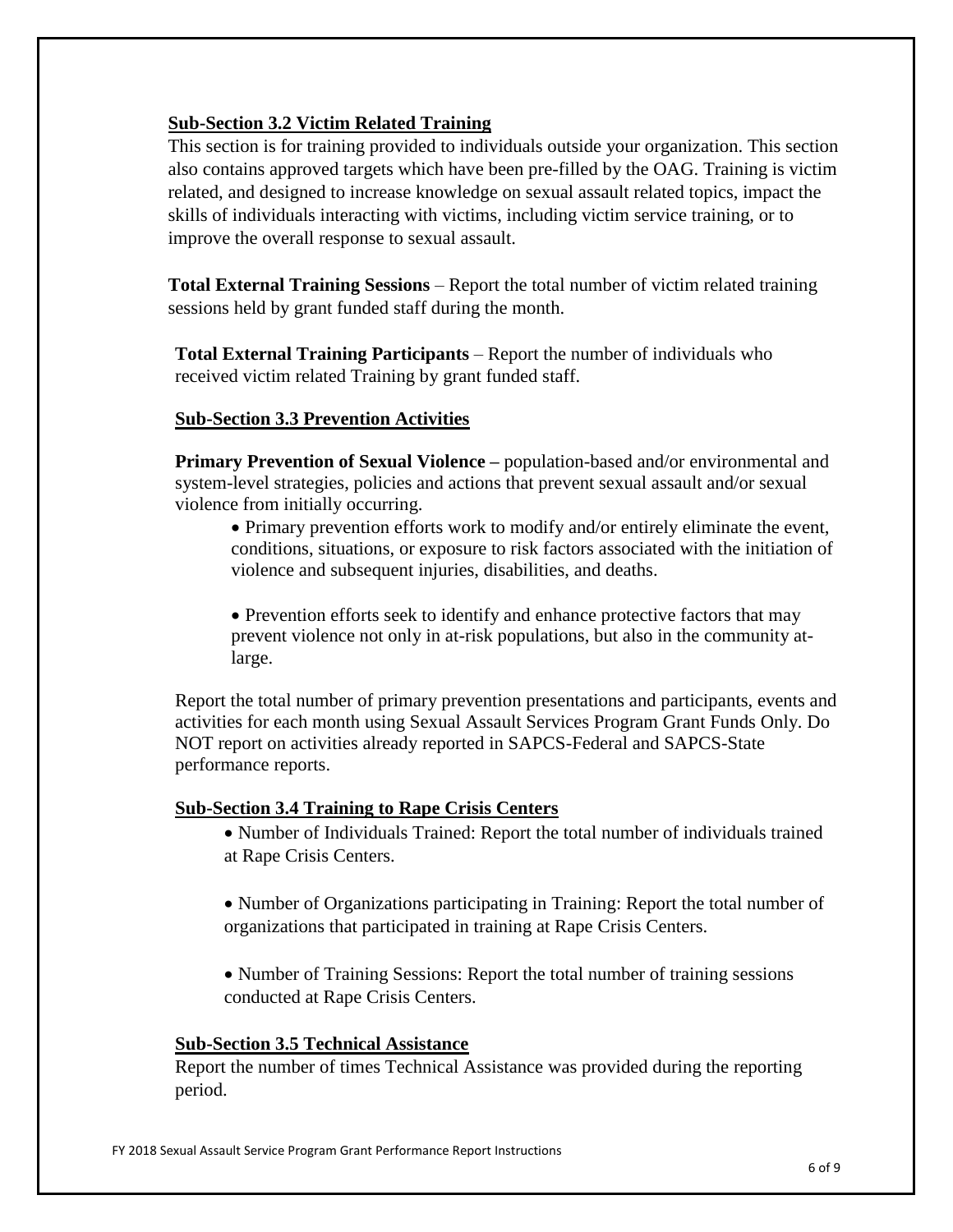## Sub-Section 3.2 Victim Related Training

This section is for training provided to individuals outside your organization. This section also contains approved targets which have been pre-filled by the OAG. Training is victim related, and designed to increase knowledge on sexual assault related topics, impact the skills of individuals interacting with victims, including victim service training, or to improve the overall response to sexual assault.

**Total External Training Sessions** – Report the total number of victim related training sessions held by grant funded staff during the month.

**Total External Training Participants** – Report the number of individuals who received victim related Training by grant funded staff.

## Sub-Section 3.3 Prevention Activities

**Primary Prevention of Sexual Violence –** population-based and/or environmental and system-level strategies, policies and actions that prevent sexual assault and/or sexual violence from initially occurring.

- Primary prevention efforts work to modify and/or entirely eliminate the event, conditions, situations, or exposure to risk factors associated with the initiation of violence and subsequent injuries, disabilities, and deaths.
- Prevention efforts seek to identify and enhance protective factors that may prevent violence not only in at-risk populations, but also in the community at-large.

Report the total number of primary prevention presentations and participants, events and activities for each month using Sexual Assault Services Program Grant Funds Only. Do NOT report on activities already reported in SAPCS-Federal and SAPCS-State performance reports.

## Sub-Section 3.4 Training to Rape Crisis Centers

- Number of Individuals Trained: Report the total number of individuals trained at Rape Crisis Centers.
- Number of Organizations participating in Training: Report the total number of organizations that participated in training at Rape Crisis Centers.
- Number of Training Sessions: Report the total number of training sessions conducted at Rape Crisis Centers.

## Sub-Section 3.5 Technical Assistance

Report the number of times Technical Assistance was provided during the reporting period.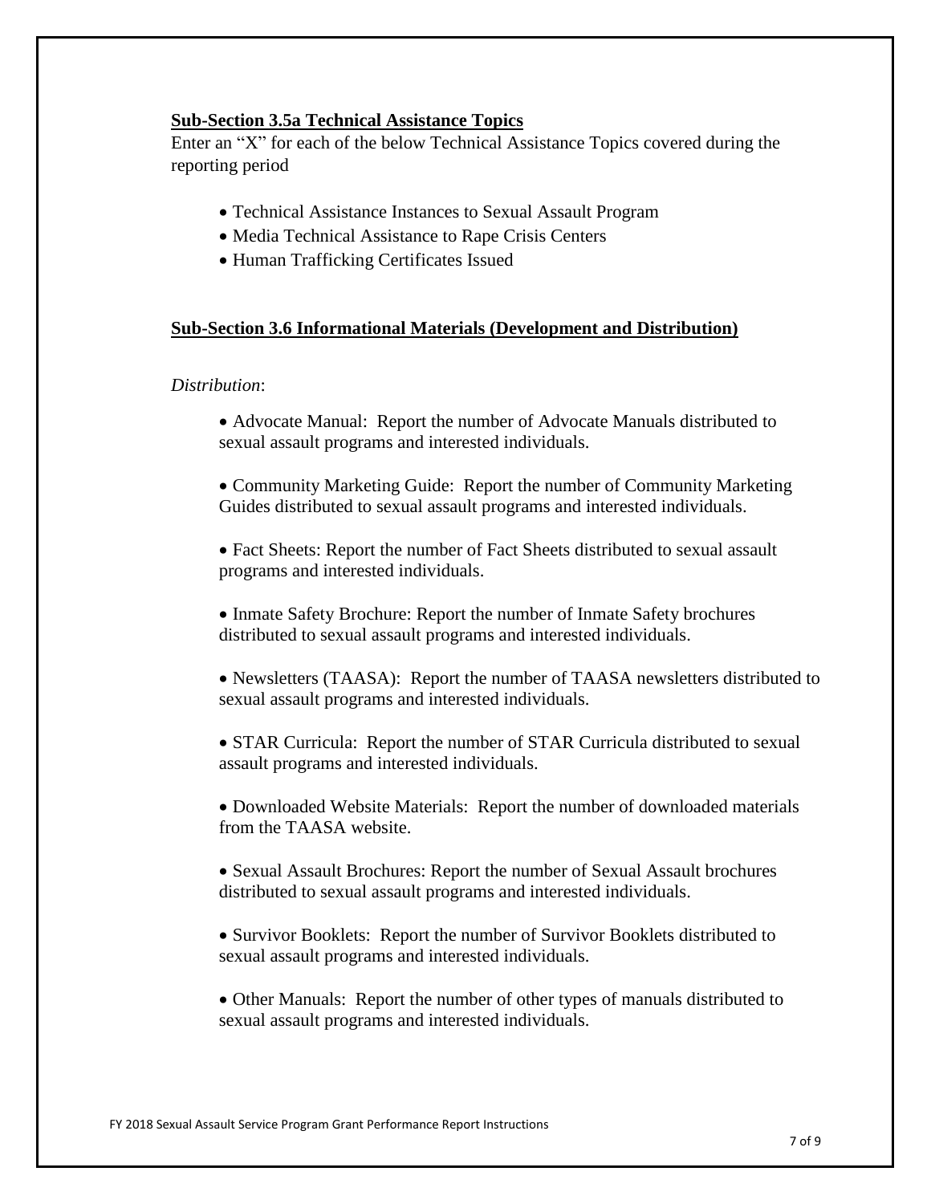**Sub-Section 3.5a Technical Assistance Topics**

Enter an "X" for each of the below Technical Assistance Topics covered during the reporting period

- Technical Assistance Instances to Sexual Assault Program
- Media Technical Assistance to Rape Crisis Centers
- Human Trafficking Certificates Issued

**Sub-Section 3.6 Informational Materials (Development and Distribution)**

*Distribution*:

- Advocate Manual: Report the number of Advocate Manuals distributed to sexual assault programs and interested individuals.

- Community Marketing Guide: Report the number of Community Marketing Guides distributed to sexual assault programs and interested individuals.

- Fact Sheets: Report the number of Fact Sheets distributed to sexual assault programs and interested individuals.

- Inmate Safety Brochure: Report the number of Inmate Safety brochures distributed to sexual assault programs and interested individuals.

- Newsletters (TAASA): Report the number of TAASA newsletters distributed to sexual assault programs and interested individuals.

- STAR Curricula: Report the number of STAR Curricula distributed to sexual assault programs and interested individuals.

- Downloaded Website Materials: Report the number of downloaded materials from the TAASA website.

- Sexual Assault Brochures: Report the number of Sexual Assault brochures distributed to sexual assault programs and interested individuals.

- Survivor Booklets: Report the number of Survivor Booklets distributed to sexual assault programs and interested individuals.

- Other Manuals: Report the number of other types of manuals distributed to sexual assault programs and interested individuals.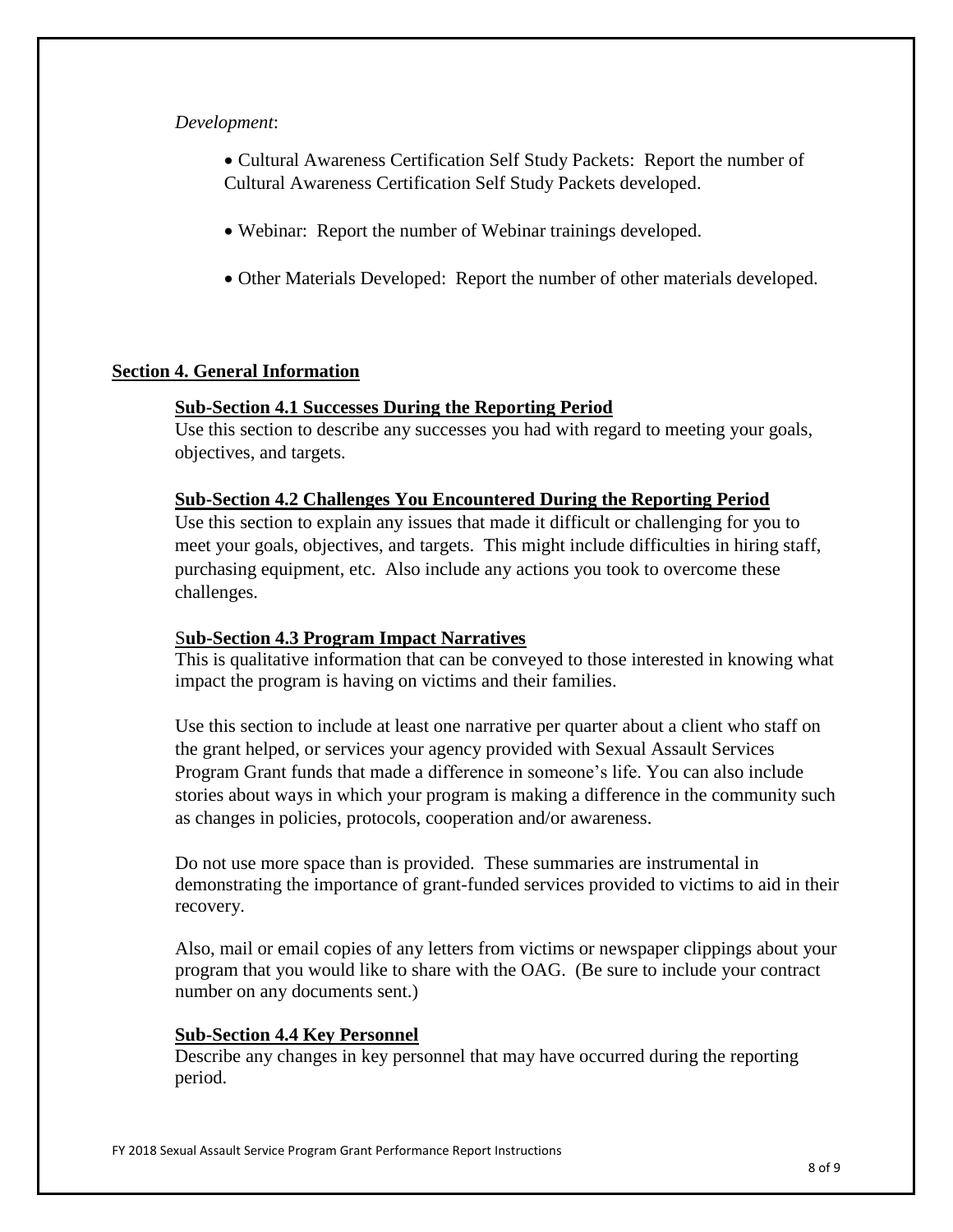*Development*:

- Cultural Awareness Certification Self Study Packets: Report the number of Cultural Awareness Certification Self Study Packets developed.
- Webinar: Report the number of Webinar trainings developed.
- Other Materials Developed: Report the number of other materials developed.

## Section 4. General Information

### Sub-Section 4.1 Successes During the Reporting Period

Use this section to describe any successes you had with regard to meeting your goals, objectives, and targets.

### Sub-Section 4.2 Challenges You Encountered During the Reporting Period

Use this section to explain any issues that made it difficult or challenging for you to meet your goals, objectives, and targets. This might include difficulties in hiring staff, purchasing equipment, etc. Also include any actions you took to overcome these challenges.

### Sub-Section 4.3 Program Impact Narratives

This is qualitative information that can be conveyed to those interested in knowing what impact the program is having on victims and their families.

Use this section to include at least one narrative per quarter about a client who staff on the grant helped, or services your agency provided with Sexual Assault Services Program Grant funds that made a difference in someone's life. You can also include stories about ways in which your program is making a difference in the community such as changes in policies, protocols, cooperation and/or awareness.

Do not use more space than is provided. These summaries are instrumental in demonstrating the importance of grant-funded services provided to victims to aid in their recovery.

Also, mail or email copies of any letters from victims or newspaper clippings about your program that you would like to share with the OAG. (Be sure to include your contract number on any documents sent.)

### Sub-Section 4.4 Key Personnel

Describe any changes in key personnel that may have occurred during the reporting period.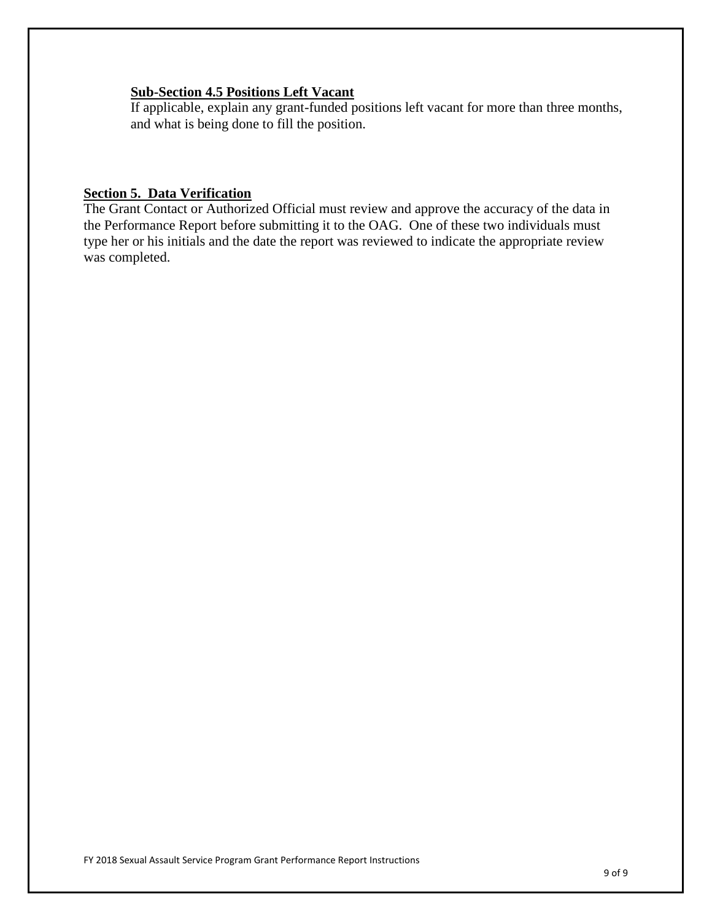### Sub-Section 4.5 Positions Left Vacant

If applicable, explain any grant-funded positions left vacant for more than three months, and what is being done to fill the position.

## Section 5. Data Verification

The Grant Contact or Authorized Official must review and approve the accuracy of the data in the Performance Report before submitting it to the OAG. One of these two individuals must type her or his initials and the date the report was reviewed to indicate the appropriate review was completed.